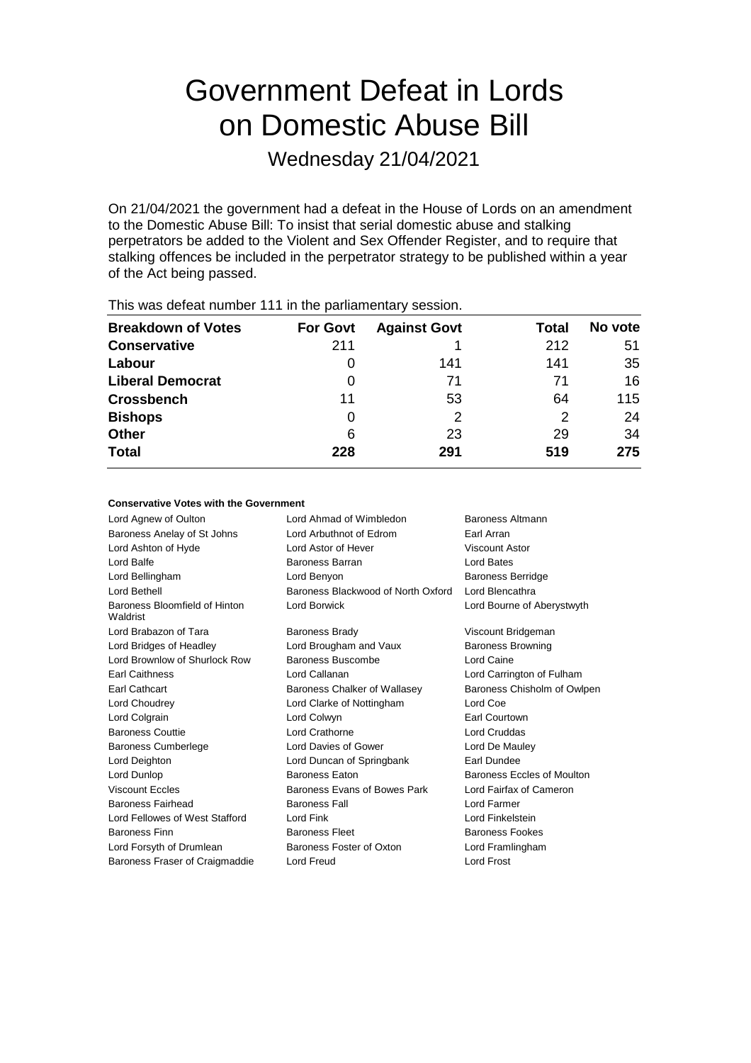# Government Defeat in Lords on Domestic Abuse Bill

Wednesday 21/04/2021

On 21/04/2021 the government had a defeat in the House of Lords on an amendment to the Domestic Abuse Bill: To insist that serial domestic abuse and stalking perpetrators be added to the Violent and Sex Offender Register, and to require that stalking offences be included in the perpetrator strategy to be published within a year of the Act being passed.

This was defeat number 111 in the parliamentary session.

| Breakdown of Votes | For Govt | Against Govt | Total | No vote |
|---|---|---|---|---|
| **Conservative** | 211 | 1 | 212 | 51 |
| **Labour** | 0 | 141 | 141 | 35 |
| **Liberal Democrat** | 0 | 71 | 71 | 16 |
| **Crossbench** | 11 | 53 | 64 | 115 |
| **Bishops** | 0 | 2 | 2 | 24 |
| **Other** | 6 | 23 | 29 | 34 |
| **Total** | 228 | 291 | 519 | 275 |

**Conservative Votes with the Government**

| | | |
|---|---|---|
| Lord Agnew of Oulton | Lord Ahmad of Wimbledon | Baroness Altmann |
| Baroness Anelay of St Johns | Lord Arbuthnot of Edrom | Earl Arran |
| Lord Ashton of Hyde | Lord Astor of Hever | Viscount Astor |
| Lord Balfe | Baroness Barran | Lord Bates |
| Lord Bellingham | Lord Benyon | Baroness Berridge |
| Lord Bethell | Baroness Blackwood of North Oxford | Lord Blencathra |
| Baroness Bloomfield of Hinton Waldrist | Lord Borwick | Lord Bourne of Aberystwyth |
| Lord Brabazon of Tara | Baroness Brady | Viscount Bridgeman |
| Lord Bridges of Headley | Lord Brougham and Vaux | Baroness Browning |
| Lord Brownlow of Shurlock Row | Baroness Buscombe | Lord Caine |
| Earl Caithness | Lord Callanan | Lord Carrington of Fulham |
| Earl Cathcart | Baroness Chalker of Wallasey | Baroness Chisholm of Owlpen |
| Lord Choudrey | Lord Clarke of Nottingham | Lord Coe |
| Lord Colgrain | Lord Colwyn | Earl Courtown |
| Baroness Couttie | Lord Crathorne | Lord Cruddas |
| Baroness Cumberlege | Lord Davies of Gower | Lord De Mauley |
| Lord Deighton | Lord Duncan of Springbank | Earl Dundee |
| Lord Dunlop | Baroness Eaton | Baroness Eccles of Moulton |
| Viscount Eccles | Baroness Evans of Bowes Park | Lord Fairfax of Cameron |
| Baroness Fairhead | Baroness Fall | Lord Farmer |
| Lord Fellowes of West Stafford | Lord Fink | Lord Finkelstein |
| Baroness Finn | Baroness Fleet | Baroness Fookes |
| Lord Forsyth of Drumlean | Baroness Foster of Oxton | Lord Framlingham |
| Baroness Fraser of Craigmaddie | Lord Freud | Lord Frost |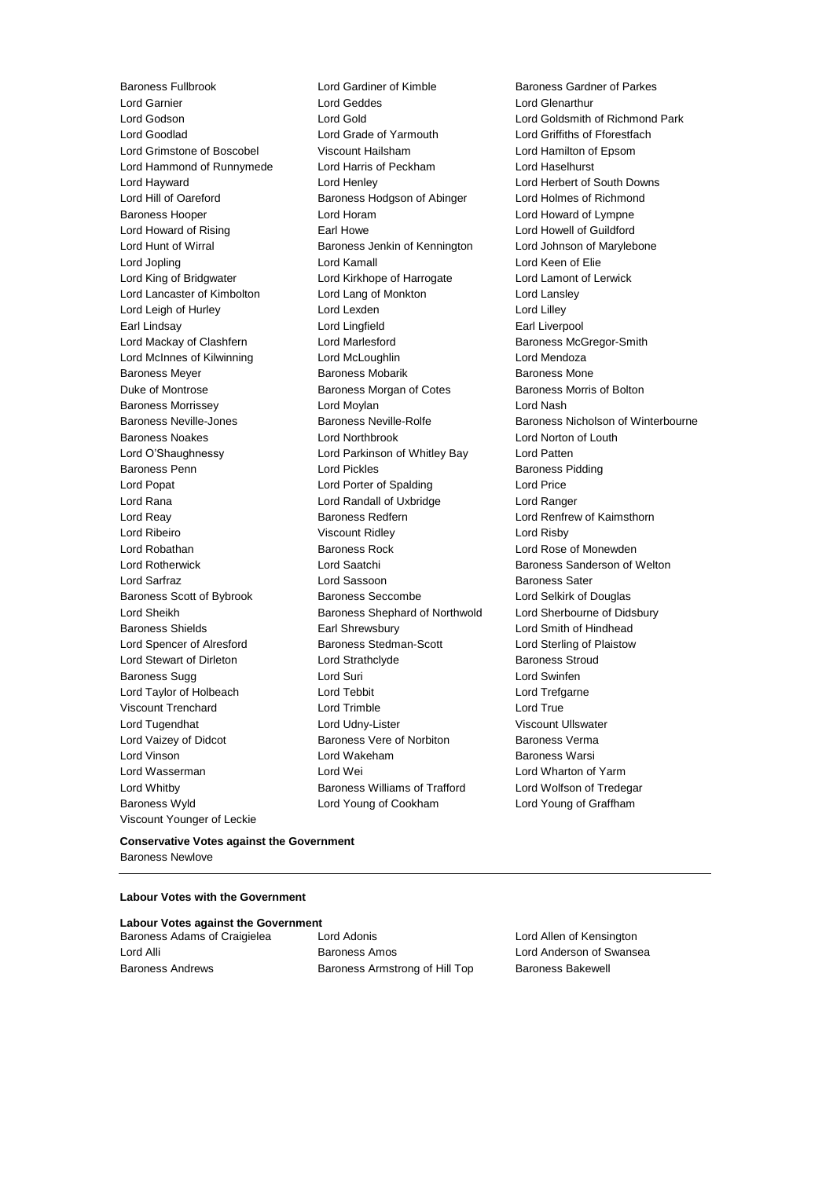Baroness Fullbrook Lord Gardiner of Kimble Baroness Gardner of Parkes
Lord Garnier Lord Geddes Lord Glenarthur
Lord Godson Lord Gold Lord Goldsmith of Richmond Park
Lord Goodlad Lord Grade of Yarmouth Lord Griffiths of Fforestfach
Lord Grimstone of Boscobel Viscount Hailsham Lord Hamilton of Epsom
Lord Hammond of Runnymede Lord Harris of Peckham Lord Haselhurst
Lord Hayward Lord Henley Lord Herbert of South Downs
Lord Hill of Oareford Baroness Hodgson of Abinger Lord Holmes of Richmond
Baroness Hooper Lord Horam Lord Howard of Lympne
Lord Howard of Rising Earl Howe Lord Howell of Guildford
Lord Hunt of Wirral Baroness Jenkin of Kennington Lord Johnson of Marylebone
Lord Jopling Lord Kamall Lord Keen of Elie
Lord King of Bridgwater Lord Kirkhope of Harrogate Lord Lamont of Lerwick
Lord Lancaster of Kimbolton Lord Lang of Monkton Lord Lansley
Lord Leigh of Hurley Lord Lexden Lord Lilley
Earl Lindsay Lord Lingfield Earl Liverpool
Lord Mackay of Clashfern Lord Marlesford Baroness McGregor-Smith
Lord McInnes of Kilwinning Lord McLoughlin Lord Mendoza
Baroness Meyer Baroness Mobarik Baroness Mone
Duke of Montrose Baroness Morgan of Cotes Baroness Morris of Bolton
Baroness Morrissey Lord Moylan Lord Nash
Baroness Neville-Jones Baroness Neville-Rolfe Baroness Nicholson of Winterbourne
Baroness Noakes Lord Northbrook Lord Norton of Louth
Lord O'Shaughnessy Lord Parkinson of Whitley Bay Lord Patten
Baroness Penn Lord Pickles Baroness Pidding
Lord Popat Lord Porter of Spalding Lord Price
Lord Rana Lord Randall of Uxbridge Lord Ranger
Lord Reay Baroness Redfern Lord Renfrew of Kaimsthorn
Lord Ribeiro Viscount Ridley Lord Risby
Lord Robathan Baroness Rock Lord Rose of Monewden
Lord Rotherwick Lord Saatchi Baroness Sanderson of Welton
Lord Sarfraz Lord Sassoon Baroness Sater
Baroness Scott of Bybrook Baroness Seccombe Lord Selkirk of Douglas
Lord Sheikh Baroness Shephard of Northwold Lord Sherbourne of Didsbury
Baroness Shields Earl Shrewsbury Lord Smith of Hindhead
Lord Spencer of Alresford Baroness Stedman-Scott Lord Sterling of Plaistow
Lord Stewart of Dirleton Lord Strathclyde Baroness Stroud
Baroness Sugg Lord Suri Lord Swinfen
Lord Taylor of Holbeach Lord Tebbit Lord Trefgarne
Viscount Trenchard Lord Trimble Lord True
Lord Tugendhat Lord Udny-Lister Viscount Ullswater
Lord Vaizey of Didcot Baroness Vere of Norbiton Baroness Verma
Lord Vinson Lord Wakeham Baroness Warsi
Lord Wasserman Lord Wei Lord Wharton of Yarm
Lord Whitby Baroness Williams of Trafford Lord Wolfson of Tredegar
Baroness Wyld Lord Young of Cookham Lord Young of Graffham
Viscount Younger of Leckie

**Conservative Votes against the Government**

Baroness Newlove

---

**Labour Votes with the Government**

**Labour Votes against the Government**

Baroness Adams of Craigielea Lord Adonis Lord Allen of Kensington
Lord Alli Baroness Amos Lord Anderson of Swansea
Baroness Andrews Baroness Armstrong of Hill Top Baroness Bakewell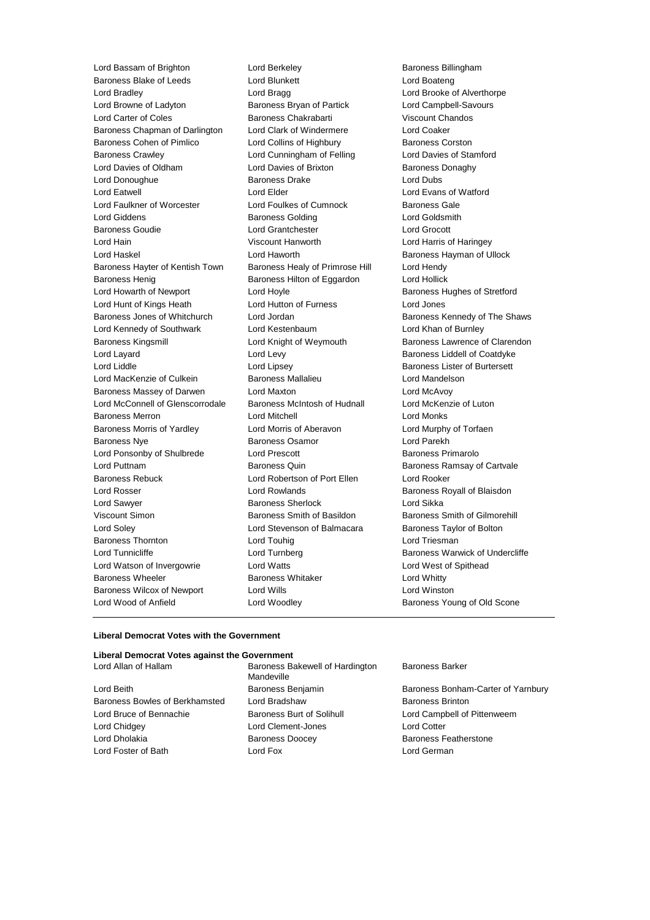Lord Bassam of Brighton
Lord Berkeley
Baroness Billingham
Baroness Blake of Leeds
Lord Blunkett
Lord Boateng
Lord Bradley
Lord Bragg
Lord Brooke of Alverthorpe
Lord Browne of Ladyton
Baroness Bryan of Partick
Lord Campbell-Savours
Lord Carter of Coles
Baroness Chakrabarti
Viscount Chandos
Baroness Chapman of Darlington
Lord Clark of Windermere
Lord Coaker
Baroness Cohen of Pimlico
Lord Collins of Highbury
Baroness Corston
Baroness Crawley
Lord Cunningham of Felling
Lord Davies of Stamford
Lord Davies of Oldham
Lord Davies of Brixton
Baroness Donaghy
Lord Donoughue
Baroness Drake
Lord Dubs
Lord Eatwell
Lord Elder
Lord Evans of Watford
Lord Faulkner of Worcester
Lord Foulkes of Cumnock
Baroness Gale
Lord Giddens
Baroness Golding
Lord Goldsmith
Baroness Goudie
Lord Grantchester
Lord Grocott
Lord Hain
Viscount Hanworth
Lord Harris of Haringey
Lord Haskel
Lord Haworth
Baroness Hayman of Ullock
Baroness Hayter of Kentish Town
Baroness Healy of Primrose Hill
Lord Hendy
Baroness Henig
Baroness Hilton of Eggardon
Lord Hollick
Lord Howarth of Newport
Lord Hoyle
Baroness Hughes of Stretford
Lord Hunt of Kings Heath
Lord Hutton of Furness
Lord Jones
Baroness Jones of Whitchurch
Lord Jordan
Baroness Kennedy of The Shaws
Lord Kennedy of Southwark
Lord Kestenbaum
Lord Khan of Burnley
Baroness Kingsmill
Lord Knight of Weymouth
Baroness Lawrence of Clarendon
Lord Layard
Lord Levy
Baroness Liddell of Coatdyke
Lord Liddle
Lord Lipsey
Baroness Lister of Burtersett
Lord MacKenzie of Culkein
Baroness Mallalieu
Lord Mandelson
Baroness Massey of Darwen
Lord Maxton
Lord McAvoy
Lord McConnell of Glenscorrodale
Baroness McIntosh of Hudnall
Lord McKenzie of Luton
Baroness Merron
Lord Mitchell
Lord Monks
Baroness Morris of Yardley
Lord Morris of Aberavon
Lord Murphy of Torfaen
Baroness Nye
Baroness Osamor
Lord Parekh
Lord Ponsonby of Shulbrede
Lord Prescott
Baroness Primarolo
Lord Puttnam
Baroness Quin
Baroness Ramsay of Cartvale
Baroness Rebuck
Lord Robertson of Port Ellen
Lord Rooker
Lord Rosser
Lord Rowlands
Baroness Royall of Blaisdon
Lord Sawyer
Baroness Sherlock
Lord Sikka
Viscount Simon
Baroness Smith of Basildon
Baroness Smith of Gilmorehill
Lord Soley
Lord Stevenson of Balmacara
Baroness Taylor of Bolton
Baroness Thornton
Lord Touhig
Lord Triesman
Lord Tunnicliffe
Lord Turnberg
Baroness Warwick of Undercliffe
Lord Watson of Invergowrie
Lord Watts
Lord West of Spithead
Baroness Wheeler
Baroness Whitaker
Lord Whitty
Baroness Wilcox of Newport
Lord Wills
Lord Winston
Lord Wood of Anfield
Lord Woodley
Baroness Young of Old Scone

**Liberal Democrat Votes with the Government**

**Liberal Democrat Votes against the Government**

Lord Allan of Hallam
Baroness Bakewell of Hardington Mandeville
Baroness Barker
Lord Beith
Baroness Benjamin
Baroness Bonham-Carter of Yarnbury
Baroness Bowles of Berkhamsted
Lord Bradshaw
Baroness Brinton
Lord Bruce of Bennachie
Baroness Burt of Solihull
Lord Campbell of Pittenweem
Lord Chidgey
Lord Clement-Jones
Lord Cotter
Lord Dholakia
Baroness Doocey
Baroness Featherstone
Lord Foster of Bath
Lord Fox
Lord German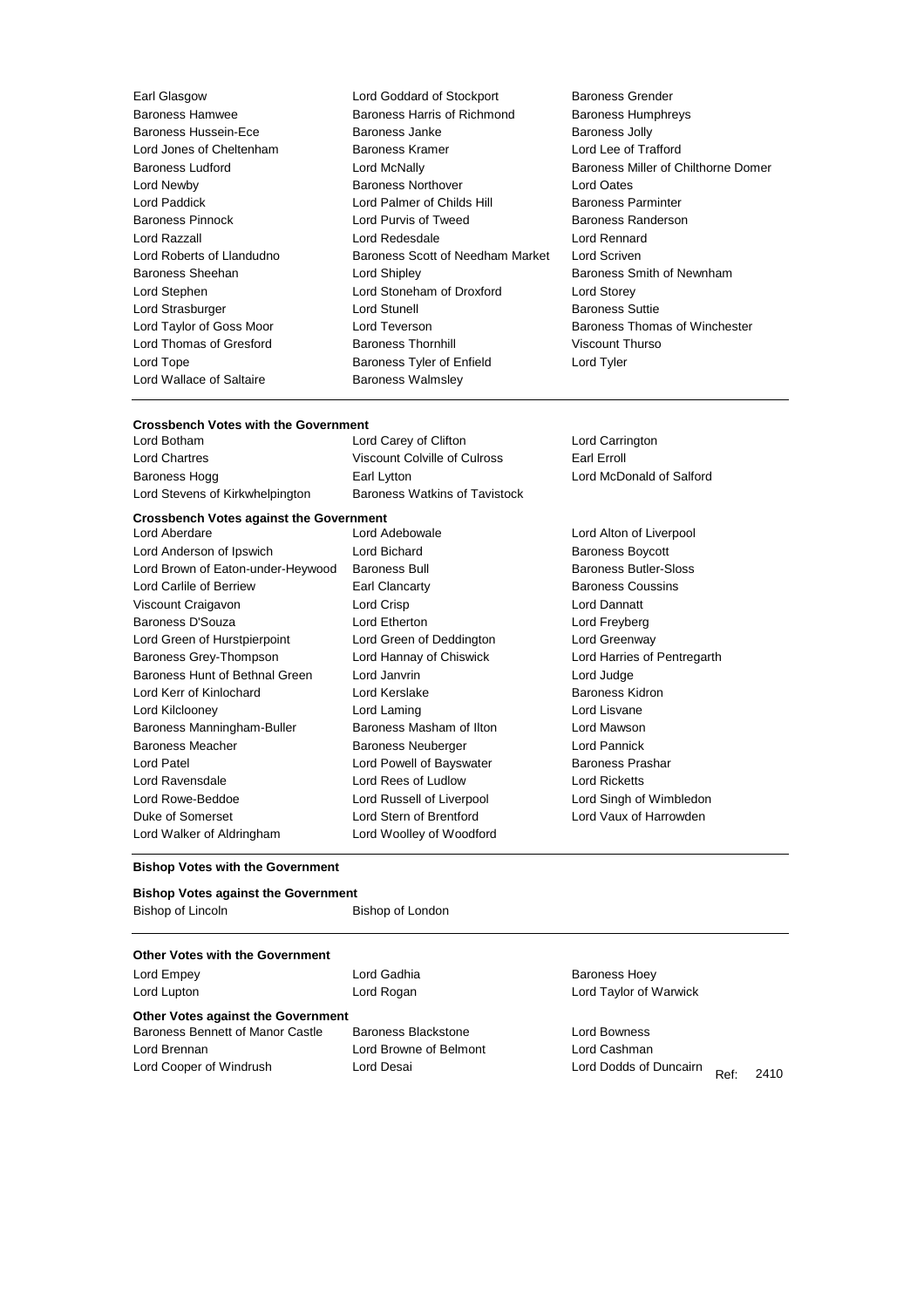Earl Glasgow
Lord Goddard of Stockport
Baroness Grender
Baroness Hamwee
Baroness Harris of Richmond
Baroness Humphreys
Baroness Hussein-Ece
Baroness Janke
Baroness Jolly
Lord Jones of Cheltenham
Baroness Kramer
Lord Lee of Trafford
Baroness Ludford
Lord McNally
Baroness Miller of Chilthorne Domer
Lord Newby
Baroness Northover
Lord Oates
Lord Paddick
Lord Palmer of Childs Hill
Baroness Parminter
Baroness Pinnock
Lord Purvis of Tweed
Baroness Randerson
Lord Razzall
Lord Redesdale
Lord Rennard
Lord Roberts of Llandudno
Baroness Scott of Needham Market
Lord Scriven
Baroness Sheehan
Lord Shipley
Baroness Smith of Newnham
Lord Stephen
Lord Stoneham of Droxford
Lord Storey
Lord Strasburger
Lord Stunell
Baroness Suttie
Lord Taylor of Goss Moor
Lord Teverson
Baroness Thomas of Winchester
Lord Thomas of Gresford
Baroness Thornhill
Viscount Thurso
Lord Tope
Baroness Tyler of Enfield
Lord Tyler
Lord Wallace of Saltaire
Baroness Walmsley

---

**Crossbench Votes with the Government**

Lord Botham
Lord Carey of Clifton
Lord Carrington
Lord Chartres
Viscount Colville of Culross
Earl Erroll
Baroness Hogg
Earl Lytton
Lord McDonald of Salford
Lord Stevens of Kirkwhelpington
Baroness Watkins of Tavistock

**Crossbench Votes against the Government**

Lord Aberdare
Lord Adebowale
Lord Alton of Liverpool
Lord Anderson of Ipswich
Lord Bichard
Baroness Boycott
Lord Brown of Eaton-under-Heywood
Baroness Bull
Baroness Butler-Sloss
Lord Carlile of Berriew
Earl Clancarty
Baroness Coussins
Viscount Craigavon
Lord Crisp
Lord Dannatt
Baroness D'Souza
Lord Etherton
Lord Freyberg
Lord Green of Hurstpierpoint
Lord Green of Deddington
Lord Greenway
Baroness Grey-Thompson
Lord Hannay of Chiswick
Lord Harries of Pentregarth
Baroness Hunt of Bethnal Green
Lord Janvrin
Lord Judge
Lord Kerr of Kinlochard
Lord Kerslake
Baroness Kidron
Lord Kilclooney
Lord Laming
Lord Lisvane
Baroness Manningham-Buller
Baroness Masham of Ilton
Lord Mawson
Baroness Meacher
Baroness Neuberger
Lord Pannick
Lord Patel
Lord Powell of Bayswater
Baroness Prashar
Lord Ravensdale
Lord Rees of Ludlow
Lord Ricketts
Lord Rowe-Beddoe
Lord Russell of Liverpool
Lord Singh of Wimbledon
Duke of Somerset
Lord Stern of Brentford
Lord Vaux of Harrowden
Lord Walker of Aldringham
Lord Woolley of Woodford

---

**Bishop Votes with the Government**

**Bishop Votes against the Government**

Bishop of Lincoln
Bishop of London

---

**Other Votes with the Government**

Lord Empey
Lord Gadhia
Baroness Hoey
Lord Lupton
Lord Rogan
Lord Taylor of Warwick

**Other Votes against the Government**

Baroness Bennett of Manor Castle
Baroness Blackstone
Lord Bowness
Lord Brennan
Lord Browne of Belmont
Lord Cashman
Lord Cooper of Windrush
Lord Desai
Lord Dodds of Duncairn

Ref: 2410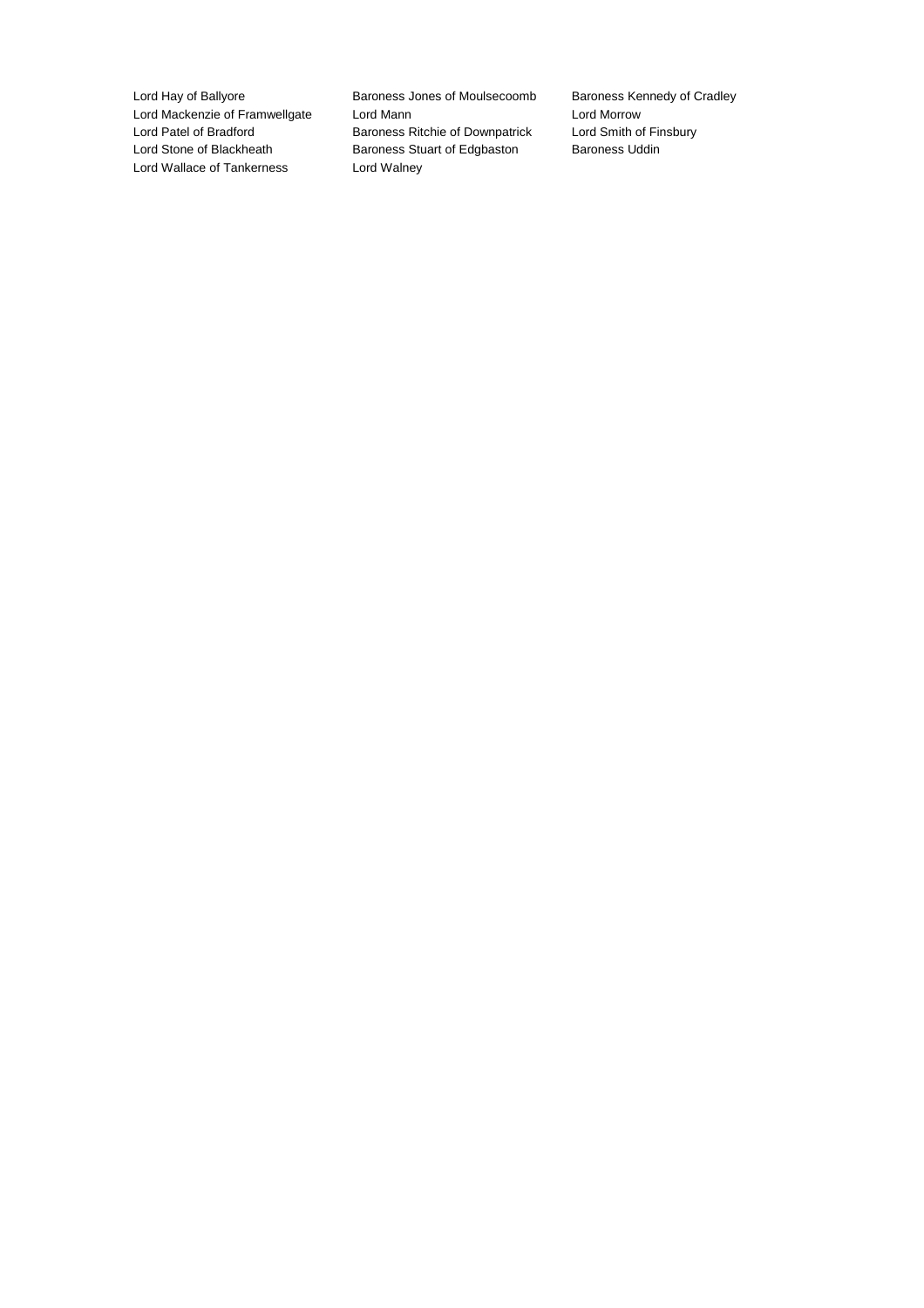| | | |
|---|---|---|
| Lord Hay of Ballyore | Baroness Jones of Moulsecoomb | Baroness Kennedy of Cradley |
| Lord Mackenzie of Framwellgate | Lord Mann | Lord Morrow |
| Lord Patel of Bradford | Baroness Ritchie of Downpatrick | Lord Smith of Finsbury |
| Lord Stone of Blackheath | Baroness Stuart of Edgbaston | Baroness Uddin |
| Lord Wallace of Tankerness | Lord Walney | |